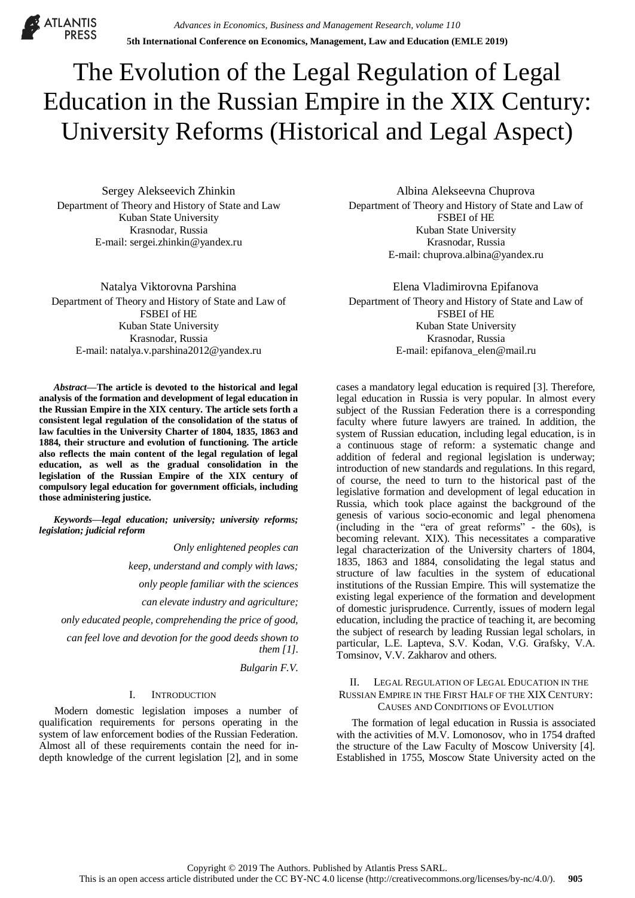# The Evolution of the Legal Regulation of Legal Education in the Russian Empire in the XIX Century: University Reforms (Historical and Legal Aspect)

Sergey Alekseevich Zhinkin
Department of Theory and History of State and Law
Kuban State University
Krasnodar, Russia
E-mail: sergei.zhinkin@yandex.ru

Albina Alekseevna Chuprova
Department of Theory and History of State and Law of FSBEI of HE
Kuban State University
Krasnodar, Russia
E-mail: chuprova.albina@yandex.ru

Natalya Viktorovna Parshina
Department of Theory and History of State and Law of FSBEI of HE
Kuban State University
Krasnodar, Russia
E-mail: natalya.v.parshina2012@yandex.ru

Elena Vladimirovna Epifanova
Department of Theory and History of State and Law of FSBEI of HE
Kuban State University
Krasnodar, Russia
E-mail: epifanova_elen@mail.ru

***Abstract*—The article is devoted to the historical and legal analysis of the formation and development of legal education in the Russian Empire in the XIX century. The article sets forth a consistent legal regulation of the consolidation of the status of law faculties in the University Charter of 1804, 1835, 1863 and 1884, their structure and evolution of functioning. The article also reflects the main content of the legal regulation of legal education, as well as the gradual consolidation in the legislation of the Russian Empire of the XIX century of compulsory legal education for government officials, including those administering justice.**

***Keywords*—legal education; university; university reforms; legislation; judicial reform**

*Only enlightened peoples can*

*keep, understand and comply with laws;*

*only people familiar with the sciences*

*can elevate industry and agriculture;*

*only educated people, comprehending the price of good,*

*can feel love and devotion for the good deeds shown to them [1].*

*Bulgarin F.V.*

## I. Introduction

Modern domestic legislation imposes a number of qualification requirements for persons operating in the system of law enforcement bodies of the Russian Federation. Almost all of these requirements contain the need for in-depth knowledge of the current legislation [2], and in some cases a mandatory legal education is required [3]. Therefore, legal education in Russia is very popular. In almost every subject of the Russian Federation there is a corresponding faculty where future lawyers are trained. In addition, the system of Russian education, including legal education, is in a continuous stage of reform: a systematic change and addition of federal and regional legislation is underway; introduction of new standards and regulations. In this regard, of course, the need to turn to the historical past of the legislative formation and development of legal education in Russia, which took place against the background of the genesis of various socio-economic and legal phenomena (including in the "era of great reforms" - the 60s), is becoming relevant. XIX). This necessitates a comparative legal characterization of the University charters of 1804, 1835, 1863 and 1884, consolidating the legal status and structure of law faculties in the system of educational institutions of the Russian Empire. This will systematize the existing legal experience of the formation and development of domestic jurisprudence. Currently, issues of modern legal education, including the practice of teaching it, are becoming the subject of research by leading Russian legal scholars, in particular, L.E. Lapteva, S.V. Kodan, V.G. Grafsky, V.A. Tomsinov, V.V. Zakharov and others.

## II. Legal Regulation of Legal Education in the Russian Empire in the First Half of the XIX Century: Causes and Conditions of Evolution

The formation of legal education in Russia is associated with the activities of M.V. Lomonosov, who in 1754 drafted the structure of the Law Faculty of Moscow University [4]. Established in 1755, Moscow State University acted on the

Copyright © 2019 The Authors. Published by Atlantis Press SARL.
This is an open access article distributed under the CC BY-NC 4.0 license (http://creativecommons.org/licenses/by-nc/4.0/).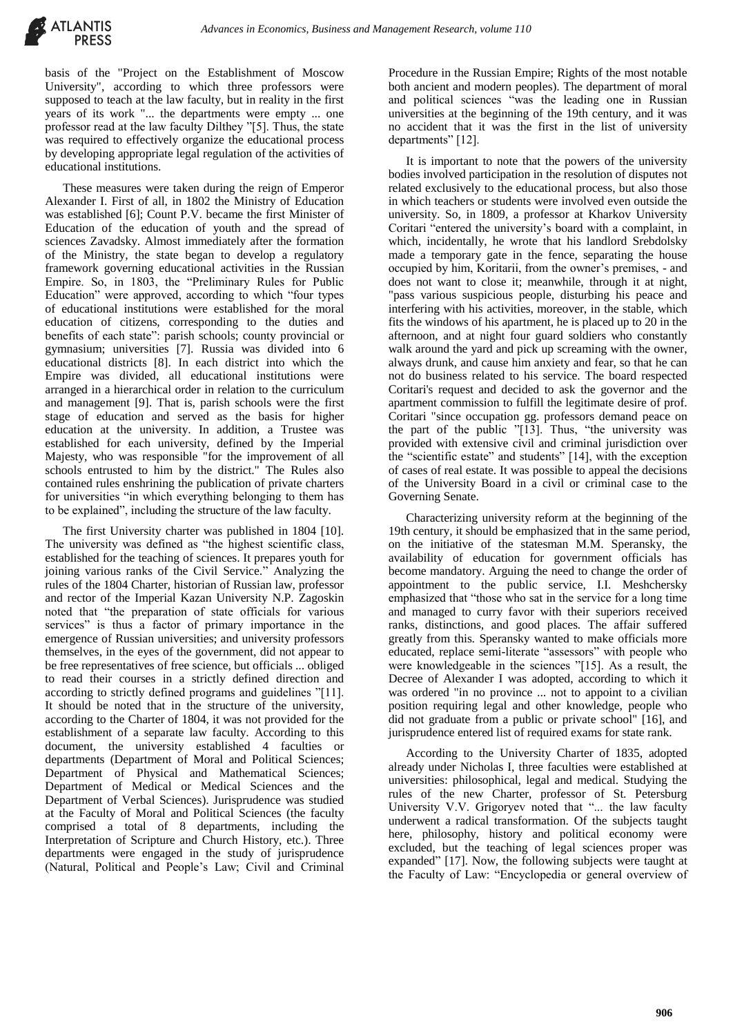basis of the "Project on the Establishment of Moscow University", according to which three professors were supposed to teach at the law faculty, but in reality in the first years of its work "... the departments were empty ... one professor read at the law faculty Dilthey "[5]. Thus, the state was required to effectively organize the educational process by developing appropriate legal regulation of the activities of educational institutions.

These measures were taken during the reign of Emperor Alexander I. First of all, in 1802 the Ministry of Education was established [6]; Count P.V. became the first Minister of Education of the education of youth and the spread of sciences Zavadsky. Almost immediately after the formation of the Ministry, the state began to develop a regulatory framework governing educational activities in the Russian Empire. So, in 1803, the "Preliminary Rules for Public Education" were approved, according to which "four types of educational institutions were established for the moral education of citizens, corresponding to the duties and benefits of each state": parish schools; county provincial or gymnasium; universities [7]. Russia was divided into 6 educational districts [8]. In each district into which the Empire was divided, all educational institutions were arranged in a hierarchical order in relation to the curriculum and management [9]. That is, parish schools were the first stage of education and served as the basis for higher education at the university. In addition, a Trustee was established for each university, defined by the Imperial Majesty, who was responsible "for the improvement of all schools entrusted to him by the district." The Rules also contained rules enshrining the publication of private charters for universities "in which everything belonging to them has to be explained", including the structure of the law faculty.

The first University charter was published in 1804 [10]. The university was defined as "the highest scientific class, established for the teaching of sciences. It prepares youth for joining various ranks of the Civil Service." Analyzing the rules of the 1804 Charter, historian of Russian law, professor and rector of the Imperial Kazan University N.P. Zagoskin noted that "the preparation of state officials for various services" is thus a factor of primary importance in the emergence of Russian universities; and university professors themselves, in the eyes of the government, did not appear to be free representatives of free science, but officials ... obliged to read their courses in a strictly defined direction and according to strictly defined programs and guidelines "[11]. It should be noted that in the structure of the university, according to the Charter of 1804, it was not provided for the establishment of a separate law faculty. According to this document, the university established 4 faculties or departments (Department of Moral and Political Sciences; Department of Physical and Mathematical Sciences; Department of Medical or Medical Sciences and the Department of Verbal Sciences). Jurisprudence was studied at the Faculty of Moral and Political Sciences (the faculty comprised a total of 8 departments, including the Interpretation of Scripture and Church History, etc.). Three departments were engaged in the study of jurisprudence (Natural, Political and People's Law; Civil and Criminal Procedure in the Russian Empire; Rights of the most notable both ancient and modern peoples). The department of moral and political sciences "was the leading one in Russian universities at the beginning of the 19th century, and it was no accident that it was the first in the list of university departments" [12].

It is important to note that the powers of the university bodies involved participation in the resolution of disputes not related exclusively to the educational process, but also those in which teachers or students were involved even outside the university. So, in 1809, a professor at Kharkov University Coritari "entered the university's board with a complaint, in which, incidentally, he wrote that his landlord Srebdolsky made a temporary gate in the fence, separating the house occupied by him, Koritarii, from the owner's premises, - and does not want to close it; meanwhile, through it at night, "pass various suspicious people, disturbing his peace and interfering with his activities, moreover, in the stable, which fits the windows of his apartment, he is placed up to 20 in the afternoon, and at night four guard soldiers who constantly walk around the yard and pick up screaming with the owner, always drunk, and cause him anxiety and fear, so that he can not do business related to his service. The board respected Coritari's request and decided to ask the governor and the apartment commission to fulfill the legitimate desire of prof. Coritari "since occupation gg. professors demand peace on the part of the public "[13]. Thus, "the university was provided with extensive civil and criminal jurisdiction over the "scientific estate" and students" [14], with the exception of cases of real estate. It was possible to appeal the decisions of the University Board in a civil or criminal case to the Governing Senate.

Characterizing university reform at the beginning of the 19th century, it should be emphasized that in the same period, on the initiative of the statesman M.M. Speransky, the availability of education for government officials has become mandatory. Arguing the need to change the order of appointment to the public service, I.I. Meshchersky emphasized that "those who sat in the service for a long time and managed to curry favor with their superiors received ranks, distinctions, and good places. The affair suffered greatly from this. Speransky wanted to make officials more educated, replace semi-literate "assessors" with people who were knowledgeable in the sciences "[15]. As a result, the Decree of Alexander I was adopted, according to which it was ordered "in no province ... not to appoint to a civilian position requiring legal and other knowledge, people who did not graduate from a public or private school" [16], and jurisprudence entered list of required exams for state rank.

According to the University Charter of 1835, adopted already under Nicholas I, three faculties were established at universities: philosophical, legal and medical. Studying the rules of the new Charter, professor of St. Petersburg University V.V. Grigoryev noted that "... the law faculty underwent a radical transformation. Of the subjects taught here, philosophy, history and political economy were excluded, but the teaching of legal sciences proper was expanded" [17]. Now, the following subjects were taught at the Faculty of Law: "Encyclopedia or general overview of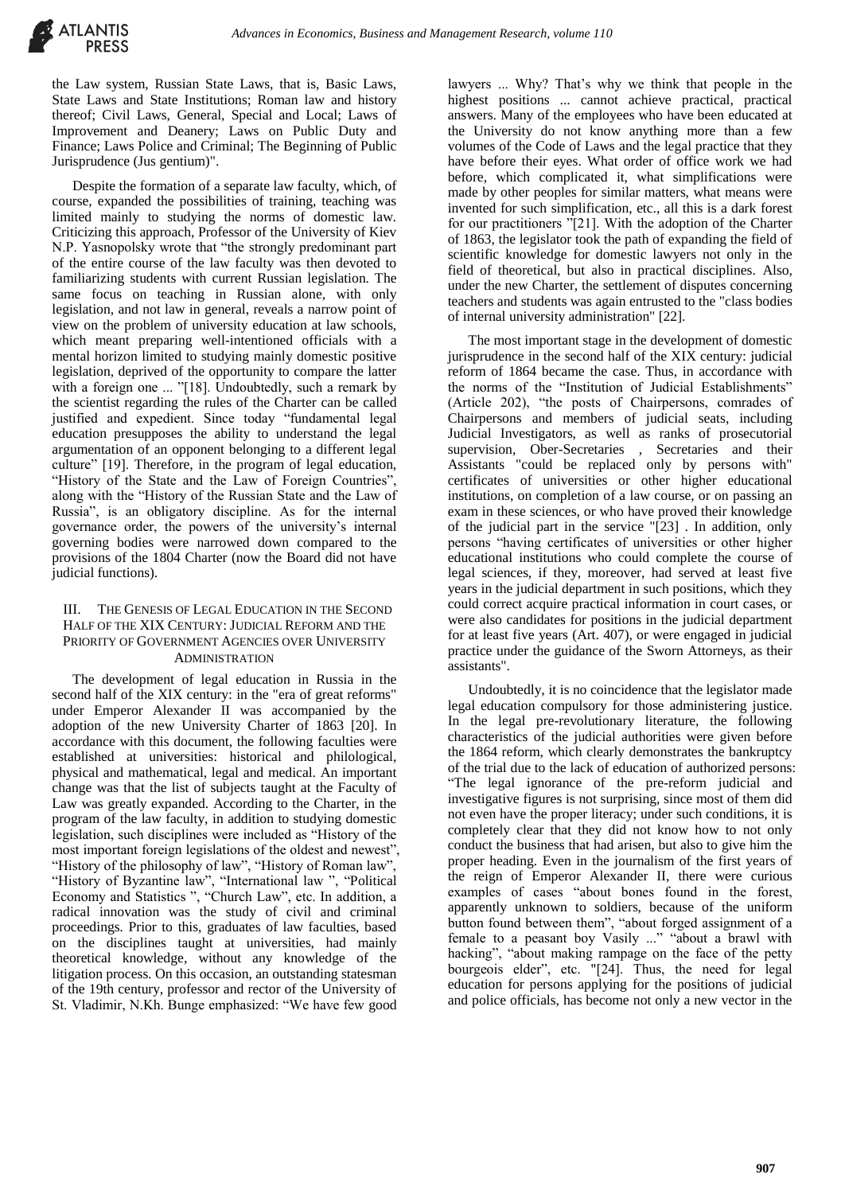the Law system, Russian State Laws, that is, Basic Laws, State Laws and State Institutions; Roman law and history thereof; Civil Laws, General, Special and Local; Laws of Improvement and Deanery; Laws on Public Duty and Finance; Laws Police and Criminal; The Beginning of Public Jurisprudence (Jus gentium)".

Despite the formation of a separate law faculty, which, of course, expanded the possibilities of training, teaching was limited mainly to studying the norms of domestic law. Criticizing this approach, Professor of the University of Kiev N.P. Yasnopolsky wrote that "the strongly predominant part of the entire course of the law faculty was then devoted to familiarizing students with current Russian legislation. The same focus on teaching in Russian alone, with only legislation, and not law in general, reveals a narrow point of view on the problem of university education at law schools, which meant preparing well-intentioned officials with a mental horizon limited to studying mainly domestic positive legislation, deprived of the opportunity to compare the latter with a foreign one ... "[18]. Undoubtedly, such a remark by the scientist regarding the rules of the Charter can be called justified and expedient. Since today "fundamental legal education presupposes the ability to understand the legal argumentation of an opponent belonging to a different legal culture" [19]. Therefore, in the program of legal education, "History of the State and the Law of Foreign Countries", along with the "History of the Russian State and the Law of Russia", is an obligatory discipline. As for the internal governance order, the powers of the university's internal governing bodies were narrowed down compared to the provisions of the 1804 Charter (now the Board did not have judicial functions).

## III. The Genesis of Legal Education in the Second Half of the XIX Century: Judicial Reform and the Priority of Government Agencies over University Administration

The development of legal education in Russia in the second half of the XIX century: in the "era of great reforms" under Emperor Alexander II was accompanied by the adoption of the new University Charter of 1863 [20]. In accordance with this document, the following faculties were established at universities: historical and philological, physical and mathematical, legal and medical. An important change was that the list of subjects taught at the Faculty of Law was greatly expanded. According to the Charter, in the program of the law faculty, in addition to studying domestic legislation, such disciplines were included as "History of the most important foreign legislations of the oldest and newest", "History of the philosophy of law", "History of Roman law", "History of Byzantine law", "International law ", "Political Economy and Statistics ", "Church Law", etc. In addition, a radical innovation was the study of civil and criminal proceedings. Prior to this, graduates of law faculties, based on the disciplines taught at universities, had mainly theoretical knowledge, without any knowledge of the litigation process. On this occasion, an outstanding statesman of the 19th century, professor and rector of the University of St. Vladimir, N.Kh. Bunge emphasized: "We have few good lawyers ... Why? That's why we think that people in the highest positions ... cannot achieve practical, practical answers. Many of the employees who have been educated at the University do not know anything more than a few volumes of the Code of Laws and the legal practice that they have before their eyes. What order of office work we had before, which complicated it, what simplifications were made by other peoples for similar matters, what means were invented for such simplification, etc., all this is a dark forest for our practitioners "[21]. With the adoption of the Charter of 1863, the legislator took the path of expanding the field of scientific knowledge for domestic lawyers not only in the field of theoretical, but also in practical disciplines. Also, under the new Charter, the settlement of disputes concerning teachers and students was again entrusted to the "class bodies of internal university administration" [22].

The most important stage in the development of domestic jurisprudence in the second half of the XIX century: judicial reform of 1864 became the case. Thus, in accordance with the norms of the "Institution of Judicial Establishments" (Article 202), "the posts of Chairpersons, comrades of Chairpersons and members of judicial seats, including Judicial Investigators, as well as ranks of prosecutorial supervision, Ober-Secretaries , Secretaries and their Assistants "could be replaced only by persons with" certificates of universities or other higher educational institutions, on completion of a law course, or on passing an exam in these sciences, or who have proved their knowledge of the judicial part in the service "[23] . In addition, only persons "having certificates of universities or other higher educational institutions who could complete the course of legal sciences, if they, moreover, had served at least five years in the judicial department in such positions, which they could correct acquire practical information in court cases, or were also candidates for positions in the judicial department for at least five years (Art. 407), or were engaged in judicial practice under the guidance of the Sworn Attorneys, as their assistants".

Undoubtedly, it is no coincidence that the legislator made legal education compulsory for those administering justice. In the legal pre-revolutionary literature, the following characteristics of the judicial authorities were given before the 1864 reform, which clearly demonstrates the bankruptcy of the trial due to the lack of education of authorized persons: "The legal ignorance of the pre-reform judicial and investigative figures is not surprising, since most of them did not even have the proper literacy; under such conditions, it is completely clear that they did not know how to not only conduct the business that had arisen, but also to give him the proper heading. Even in the journalism of the first years of the reign of Emperor Alexander II, there were curious examples of cases "about bones found in the forest, apparently unknown to soldiers, because of the uniform button found between them", "about forged assignment of a female to a peasant boy Vasily ..." "about a brawl with hacking", "about making rampage on the face of the petty bourgeois elder", etc. "[24]. Thus, the need for legal education for persons applying for the positions of judicial and police officials, has become not only a new vector in the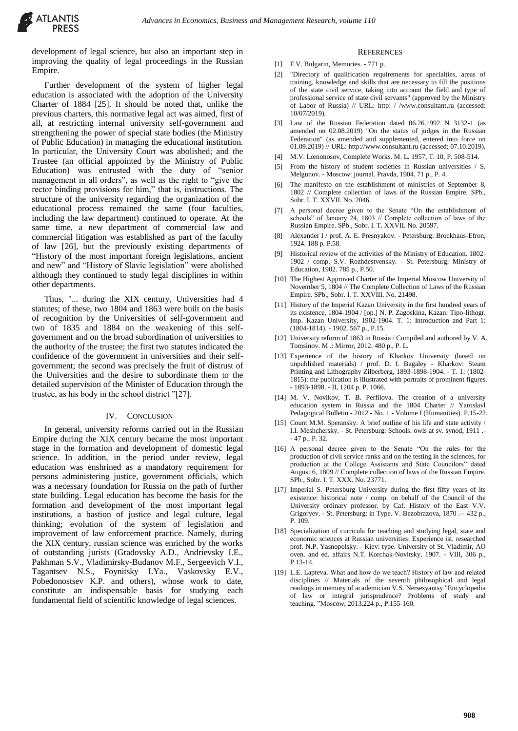development of legal science, but also an important step in improving the quality of legal proceedings in the Russian Empire.

Further development of the system of higher legal education is associated with the adoption of the University Charter of 1884 [25]. It should be noted that, unlike the previous charters, this normative legal act was aimed, first of all, at restricting internal university self-government and strengthening the power of special state bodies (the Ministry of Public Education) in managing the educational institution. In particular, the University Court was abolished; and the Trustee (an official appointed by the Ministry of Public Education) was entrusted with the duty of "senior management in all orders", as well as the right to "give the rector binding provisions for him," that is, instructions. The structure of the university regarding the organization of the educational process remained the same (four faculties, including the law department) continued to operate. At the same time, a new department of commercial law and commercial litigation was established as part of the faculty of law [26], but the previously existing departments of "History of the most important foreign legislations, ancient and new" and "History of Slavic legislation" were abolished although they continued to study legal disciplines in within other departments.

Thus, "... during the XIX century, Universities had 4 statutes; of these, two 1804 and 1863 were built on the basis of recognition by the Universities of self-government and two of 1835 and 1884 on the weakening of this self-government and on the broad subordination of universities to the authority of the trustee; the first two statutes indicated the confidence of the government in universities and their self-government; the second was precisely the fruit of distrust of the Universities and the desire to subordinate them to the detailed supervision of the Minister of Education through the trustee, as his body in the school district "[27].

## IV. Conclusion

In general, university reforms carried out in the Russian Empire during the XIX century became the most important stage in the formation and development of domestic legal science. In addition, in the period under review, legal education was enshrined as a mandatory requirement for persons administering justice, government officials, which was a necessary foundation for Russia on the path of further state building. Legal education has become the basis for the formation and development of the most important legal institutions, a bastion of justice and legal culture, legal thinking; evolution of the system of legislation and improvement of law enforcement practice. Namely, during the XIX century, russian science was enriched by the works of outstanding jurists (Gradovsky A.D., Andrievsky I.E., Pakhman S.V., Vladimirsky-Budanov M.F., Sergeevich V.I., Tagantsev N.S., Foynitsky I.Ya., Vaskovsky E.V., Pobedonostsev K.P. and others), whose work to date, constitute an indispensable basis for studying each fundamental field of scientific knowledge of legal sciences.

## References

[1] F.V. Bulgarin, Memories. - 771 p.

[2] "Directory of qualification requirements for specialties, areas of training, knowledge and skills that are necessary to fill the positions of the state civil service, taking into account the field and type of professional service of state civil servants" (approved by the Ministry of Labor of Russia) // URL: http: / /www.consultant.ru (accessed: 10/07/2019).

[3] Law of the Russian Federation dated 06.26.1992 N 3132-1 (as amended on 02.08.2019) "On the status of judges in the Russian Federation" (as amended and supplemented, entered into force on 01.09.2019) // URL: http://www.consultant.ru (accessed: 07.10.2019).

[4] M.V. Lomonosov, Complete Works. M. L. 1957, T. 10, P. 508-514.

[5] From the history of student societies in Russian universities / S. Melgunov. - Moscow: journal. Pravda, 1904. 71 p., P. 4.

[6] The manifesto on the establishment of ministries of September 8, 1802 // Complete collection of laws of the Russian Empire. SPb., Sobr. I. T. XXVII. No. 2046.

[7] A personal decree given to the Senate "On the establishment of schools" of January 24, 1803 // Complete collection of laws of the Russian Empire. SPb., Sobr. I. T. XXVII. No. 20597.

[8] Alexander I / prof. A. E. Presnyakov. - Petersburg: Brockhaus-Efron, 1924. 188 p. P.58.

[9] Historical review of the activities of the Ministry of Education. 1802-1902 / comp. S.V. Rozhdestvensky. - St. Petersburg: Ministry of Education, 1902. 785 p., P.50.

[10] The Highest Approved Charter of the Imperial Moscow University of November 5, 1804 // The Complete Collection of Laws of the Russian Empire. SPb., Sobr. I. T. XXVIII. No. 21498.

[11] History of the Imperial Kazan University in the first hundred years of its existence, 1804-1904 / [op.] N. P. Zagoskina, Kazan: Tipo-lithogr. Imp. Kazan University, 1902-1904. T. 1: Introduction and Part 1: (1804-1814). - 1902. 567 p., P.15.

[12] University reform of 1863 in Russia / Compiled and authored by V. A. Tomsinov. M .: Mirror, 2012. 480 p., P. L.

[13] Experience of the history of Kharkov University (based on unpublished materials) / prof. D. I. Bagaley - Kharkov: Steam Printing and Lithography Zilberberg, 1893-1898-1904. - T. 1: (1802-1815): the publication is illustrated with portraits of prominent figures. - 1893-1898. - II, 1204 p. P. 1066.

[14] M. V. Novikov, T. B. Perfilova. The creation of a university education system in Russia and the 1804 Charter // Yaroslavl Pedagogical Bulletin - 2012 - No. 1 - Volume I (Humanities). P.15-22.

[15] Count M.M. Speransky: A brief outline of his life and state activity / I.I. Meshchersky. - St. Petersburg: Schools. owls at sv. synod, 1911 .- - 47 p., P. 32.

[16] A personal decree given to the Senate "On the rules for the production of civil service ranks and on the testing in the sciences, for production at the College Assistants and State Councilors" dated August 6, 1809 // Complete collection of laws of the Russian Empire. SPb., Sobr. I. T. XXX. No. 23771.

[17] Imperial S. Petersburg University during the first fifty years of its existence: historical note / comp. on behalf of the Council of the University ordinary professor. by Caf. History of the East V.V. Grigoryev. - St. Petersburg: in Type. V. Bezobrazova, 1870 .-- 432 p., P. 109.

[18] Specialization of curricula for teaching and studying legal, state and economic sciences at Russian universities: Experience ist. researched prof. N.P. Yasnopolsky. - Kiev: type. University of St. Vladimir, AO oven. and ed. affairs N.T. Korchak-Novitsky, 1907. - VIII, 306 p., P.13-14.

[19] L.E. Lapteva. What and how do we teach? History of law and related disciplines // Materials of the seventh philosophical and legal readings in memory of academician V.S. Nersesyantsy "Encyclopedia of law or integral jurisprudence? Problems of study and teaching. "Moscow, 2013.224 p., P.155-160.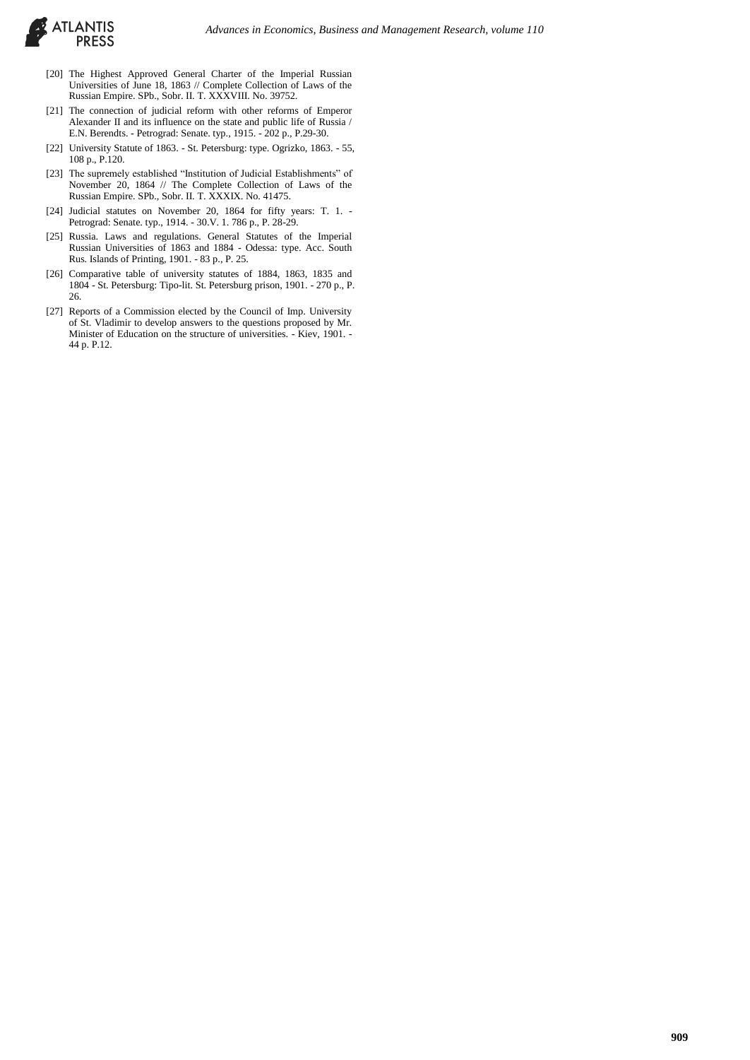[20] The Highest Approved General Charter of the Imperial Russian Universities of June 18, 1863 // Complete Collection of Laws of the Russian Empire. SPb., Sobr. II. T. XXXVIII. No. 39752.

[21] The connection of judicial reform with other reforms of Emperor Alexander II and its influence on the state and public life of Russia / E.N. Berendts. - Petrograd: Senate. typ., 1915. - 202 p., P.29-30.

[22] University Statute of 1863. - St. Petersburg: type. Ogrizko, 1863. - 55, 108 p., P.120.

[23] The supremely established "Institution of Judicial Establishments" of November 20, 1864 // The Complete Collection of Laws of the Russian Empire. SPb., Sobr. II. T. XXXIX. No. 41475.

[24] Judicial statutes on November 20, 1864 for fifty years: T. 1. - Petrograd: Senate. typ., 1914. - 30.V. 1. 786 p., P. 28-29.

[25] Russia. Laws and regulations. General Statutes of the Imperial Russian Universities of 1863 and 1884 - Odessa: type. Acc. South Rus. Islands of Printing, 1901. - 83 p., P. 25.

[26] Comparative table of university statutes of 1884, 1863, 1835 and 1804 - St. Petersburg: Tipo-lit. St. Petersburg prison, 1901. - 270 p., P. 26.

[27] Reports of a Commission elected by the Council of Imp. University of St. Vladimir to develop answers to the questions proposed by Mr. Minister of Education on the structure of universities. - Kiev, 1901. - 44 p. P.12.